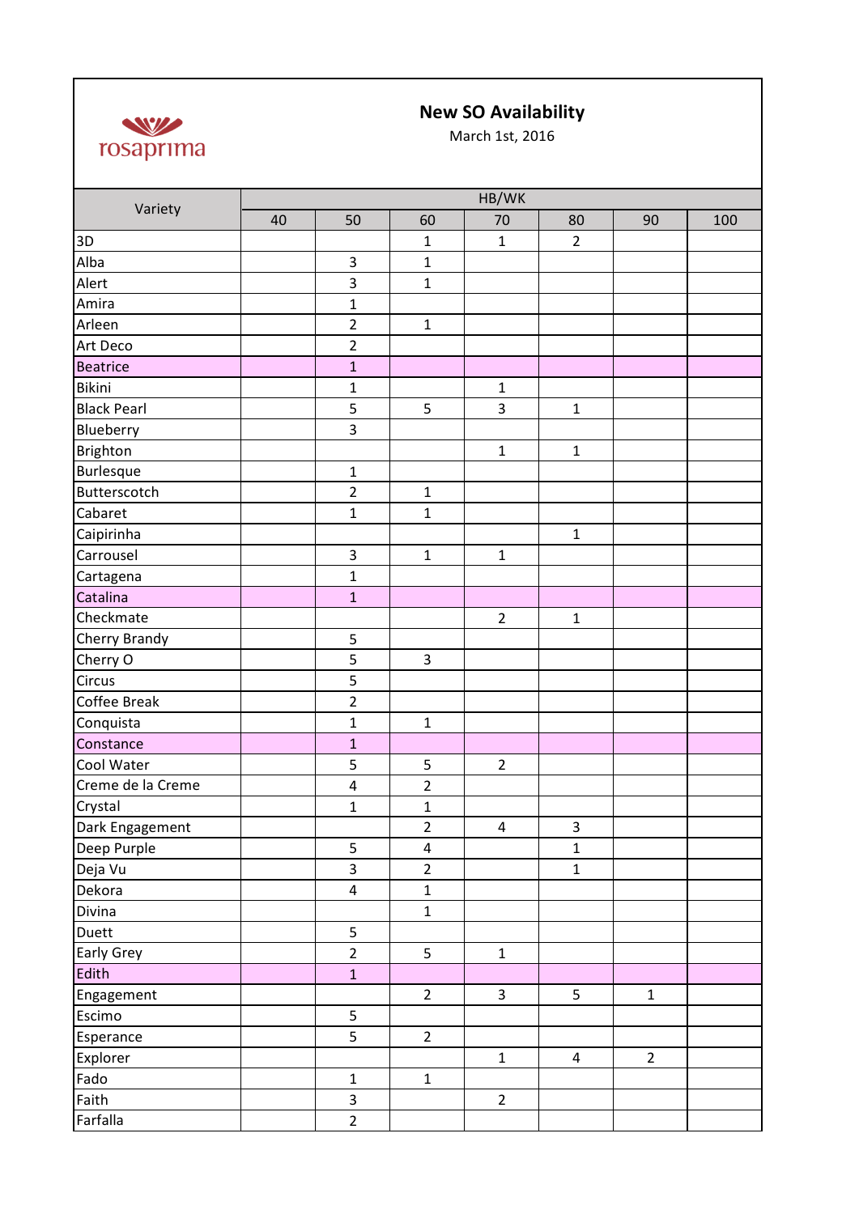rosaprima

# New SO Availability

March 1st, 2016

| Variety | HB/WK | | | | | | |
|---|---|---|---|---|---|---|---|
| | 40 | 50 | 60 | 70 | 80 | 90 | 100 |
| 3D | | | 1 | 1 | 2 | | |
| Alba | | 3 | 1 | | | | |
| Alert | | 3 | 1 | | | | |
| Amira | | 1 | | | | | |
| Arleen | | 2 | 1 | | | | |
| Art Deco | | 2 | | | | | |
| Beatrice | | 1 | | | | | |
| Bikini | | 1 | | 1 | | | |
| Black Pearl | | 5 | 5 | 3 | 1 | | |
| Blueberry | | 3 | | | | | |
| Brighton | | | | 1 | 1 | | |
| Burlesque | | 1 | | | | | |
| Butterscotch | | 2 | 1 | | | | |
| Cabaret | | 1 | 1 | | | | |
| Caipirinha | | | | | 1 | | |
| Carrousel | | 3 | 1 | 1 | | | |
| Cartagena | | 1 | | | | | |
| Catalina | | 1 | | | | | |
| Checkmate | | | | 2 | 1 | | |
| Cherry Brandy | | 5 | | | | | |
| Cherry O | | 5 | 3 | | | | |
| Circus | | 5 | | | | | |
| Coffee Break | | 2 | | | | | |
| Conquista | | 1 | 1 | | | | |
| Constance | | 1 | | | | | |
| Cool Water | | 5 | 5 | 2 | | | |
| Creme de la Creme | | 4 | 2 | | | | |
| Crystal | | 1 | 1 | | | | |
| Dark Engagement | | | 2 | 4 | 3 | | |
| Deep Purple | | 5 | 4 | | 1 | | |
| Deja Vu | | 3 | 2 | | 1 | | |
| Dekora | | 4 | 1 | | | | |
| Divina | | | 1 | | | | |
| Duett | | 5 | | | | | |
| Early Grey | | 2 | 5 | 1 | | | |
| Edith | | 1 | | | | | |
| Engagement | | | 2 | 3 | 5 | 1 | |
| Escimo | | 5 | | | | | |
| Esperance | | 5 | 2 | | | | |
| Explorer | | | | 1 | 4 | 2 | |
| Fado | | 1 | 1 | | | | |
| Faith | | 3 | | 2 | | | |
| Farfalla | | 2 | | | | | |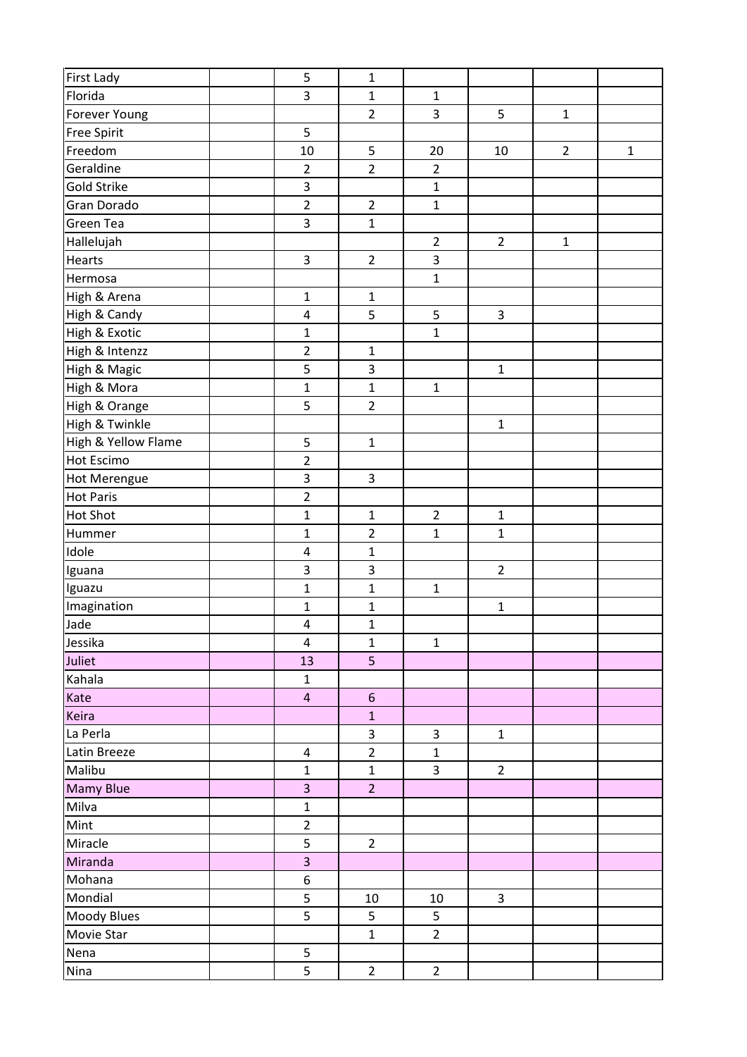| | | | | | | | |
|---|---|---|---|---|---|---|---|
| First Lady | | 5 | 1 | | | | |
| Florida | | 3 | 1 | 1 | | | |
| Forever Young | | | 2 | 3 | 5 | 1 | |
| Free Spirit | | 5 | | | | | |
| Freedom | | 10 | 5 | 20 | 10 | 2 | 1 |
| Geraldine | | 2 | 2 | 2 | | | |
| Gold Strike | | 3 | | 1 | | | |
| Gran Dorado | | 2 | 2 | 1 | | | |
| Green Tea | | 3 | 1 | | | | |
| Hallelujah | | | | 2 | 2 | 1 | |
| Hearts | | 3 | 2 | 3 | | | |
| Hermosa | | | | 1 | | | |
| High & Arena | | 1 | 1 | | | | |
| High & Candy | | 4 | 5 | 5 | 3 | | |
| High & Exotic | | 1 | | 1 | | | |
| High & Intenzz | | 2 | 1 | | | | |
| High & Magic | | 5 | 3 | | 1 | | |
| High & Mora | | 1 | 1 | 1 | | | |
| High & Orange | | 5 | 2 | | | | |
| High & Twinkle | | | | | 1 | | |
| High & Yellow Flame | | 5 | 1 | | | | |
| Hot Escimo | | 2 | | | | | |
| Hot Merengue | | 3 | 3 | | | | |
| Hot Paris | | 2 | | | | | |
| Hot Shot | | 1 | 1 | 2 | 1 | | |
| Hummer | | 1 | 2 | 1 | 1 | | |
| Idole | | 4 | 1 | | | | |
| Iguana | | 3 | 3 | | 2 | | |
| Iguazu | | 1 | 1 | 1 | | | |
| Imagination | | 1 | 1 | | 1 | | |
| Jade | | 4 | 1 | | | | |
| Jessika | | 4 | 1 | 1 | | | |
| Juliet | | 13 | 5 | | | | |
| Kahala | | 1 | | | | | |
| Kate | | 4 | 6 | | | | |
| Keira | | | 1 | | | | |
| La Perla | | | 3 | 3 | 1 | | |
| Latin Breeze | | 4 | 2 | 1 | | | |
| Malibu | | 1 | 1 | 3 | 2 | | |
| Mamy Blue | | 3 | 2 | | | | |
| Milva | | 1 | | | | | |
| Mint | | 2 | | | | | |
| Miracle | | 5 | 2 | | | | |
| Miranda | | 3 | | | | | |
| Mohana | | 6 | | | | | |
| Mondial | | 5 | 10 | 10 | 3 | | |
| Moody Blues | | 5 | 5 | 5 | | | |
| Movie Star | | | 1 | 2 | | | |
| Nena | | 5 | | | | | |
| Nina | | 5 | 2 | 2 | | | |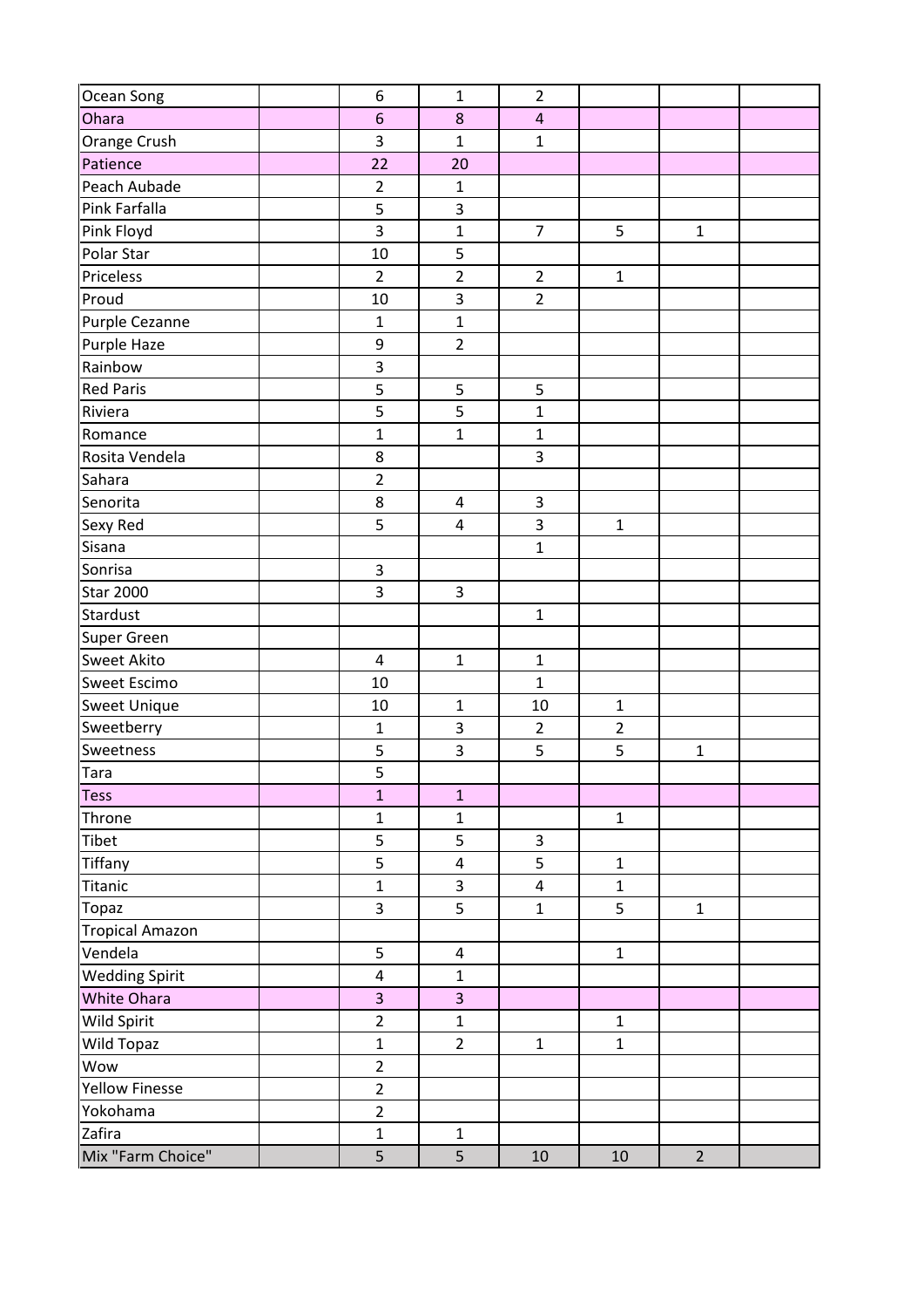| | | | | | | | |
|---|---|---|---|---|---|---|---|
| Ocean Song | | 6 | 1 | 2 | | | |
| Ohara | | 6 | 8 | 4 | | | |
| Orange Crush | | 3 | 1 | 1 | | | |
| Patience | | 22 | 20 | | | | |
| Peach Aubade | | 2 | 1 | | | | |
| Pink Farfalla | | 5 | 3 | | | | |
| Pink Floyd | | 3 | 1 | 7 | 5 | 1 | |
| Polar Star | | 10 | 5 | | | | |
| Priceless | | 2 | 2 | 2 | 1 | | |
| Proud | | 10 | 3 | 2 | | | |
| Purple Cezanne | | 1 | 1 | | | | |
| Purple Haze | | 9 | 2 | | | | |
| Rainbow | | 3 | | | | | |
| Red Paris | | 5 | 5 | 5 | | | |
| Riviera | | 5 | 5 | 1 | | | |
| Romance | | 1 | 1 | 1 | | | |
| Rosita Vendela | | 8 | | 3 | | | |
| Sahara | | 2 | | | | | |
| Senorita | | 8 | 4 | 3 | | | |
| Sexy Red | | 5 | 4 | 3 | 1 | | |
| Sisana | | | | 1 | | | |
| Sonrisa | | 3 | | | | | |
| Star 2000 | | 3 | 3 | | | | |
| Stardust | | | | 1 | | | |
| Super Green | | | | | | | |
| Sweet Akito | | 4 | 1 | 1 | | | |
| Sweet Escimo | | 10 | | 1 | | | |
| Sweet Unique | | 10 | 1 | 10 | 1 | | |
| Sweetberry | | 1 | 3 | 2 | 2 | | |
| Sweetness | | 5 | 3 | 5 | 5 | 1 | |
| Tara | | 5 | | | | | |
| Tess | | 1 | 1 | | | | |
| Throne | | 1 | 1 | | 1 | | |
| Tibet | | 5 | 5 | 3 | | | |
| Tiffany | | 5 | 4 | 5 | 1 | | |
| Titanic | | 1 | 3 | 4 | 1 | | |
| Topaz | | 3 | 5 | 1 | 5 | 1 | |
| Tropical Amazon | | | | | | | |
| Vendela | | 5 | 4 | | 1 | | |
| Wedding Spirit | | 4 | 1 | | | | |
| White Ohara | | 3 | 3 | | | | |
| Wild Spirit | | 2 | 1 | | 1 | | |
| Wild Topaz | | 1 | 2 | 1 | 1 | | |
| Wow | | 2 | | | | | |
| Yellow Finesse | | 2 | | | | | |
| Yokohama | | 2 | | | | | |
| Zafira | | 1 | 1 | | | | |
| Mix "Farm Choice" | | 5 | 5 | 10 | 10 | 2 | |